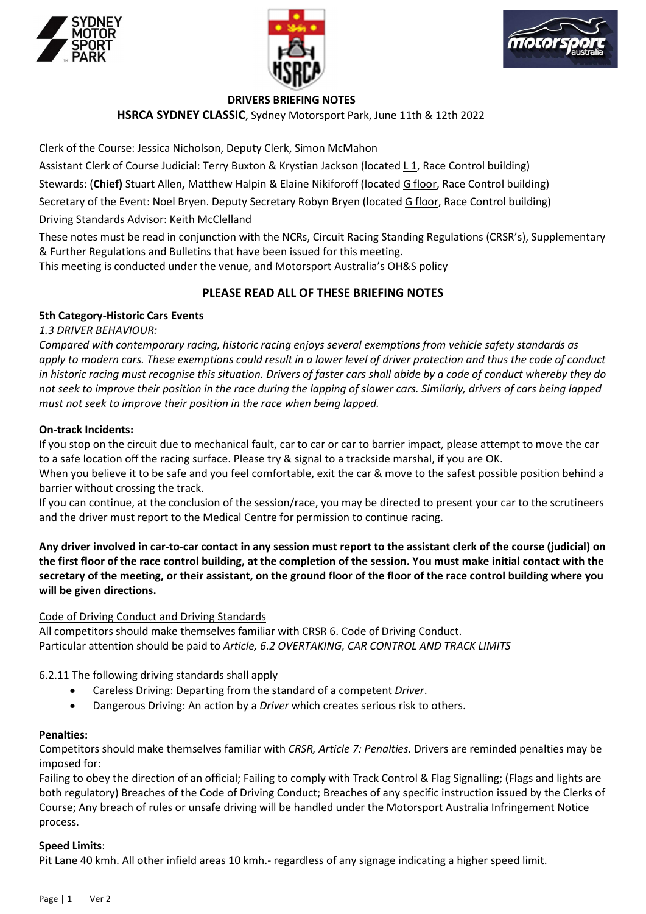**DRIVERS BRIEFING NOTES**

**HSRCA SYDNEY CLASSIC**, Sydney Motorsport Park, June 11th & 12th 2022

Clerk of the Course: Jessica Nicholson, Deputy Clerk, Simon McMahon

Assistant Clerk of Course Judicial: Terry Buxton & Krystian Jackson (located L 1, Race Control building)

Stewards: (**Chief)** Stuart Allen**,** Matthew Halpin & Elaine Nikiforoff (located G floor, Race Control building)

Secretary of the Event: Noel Bryen. Deputy Secretary Robyn Bryen (located G floor, Race Control building)

Driving Standards Advisor: Keith McClelland

These notes must be read in conjunction with the NCRs, Circuit Racing Standing Regulations (CRSR's), Supplementary & Further Regulations and Bulletins that have been issued for this meeting.
This meeting is conducted under the venue, and Motorsport Australia's OH&S policy

**PLEASE READ ALL OF THESE BRIEFING NOTES**

**5th Category-Historic Cars Events**

*1.3 DRIVER BEHAVIOUR:*

*Compared with contemporary racing, historic racing enjoys several exemptions from vehicle safety standards as apply to modern cars. These exemptions could result in a lower level of driver protection and thus the code of conduct in historic racing must recognise this situation. Drivers of faster cars shall abide by a code of conduct whereby they do not seek to improve their position in the race during the lapping of slower cars. Similarly, drivers of cars being lapped must not seek to improve their position in the race when being lapped.*

**On-track Incidents:**

If you stop on the circuit due to mechanical fault, car to car or car to barrier impact, please attempt to move the car to a safe location off the racing surface. Please try & signal to a trackside marshal, if you are OK.
When you believe it to be safe and you feel comfortable, exit the car & move to the safest possible position behind a barrier without crossing the track.
If you can continue, at the conclusion of the session/race, you may be directed to present your car to the scrutineers and the driver must report to the Medical Centre for permission to continue racing.

**Any driver involved in car-to-car contact in any session must report to the assistant clerk of the course (judicial) on the first floor of the race control building, at the completion of the session. You must make initial contact with the secretary of the meeting, or their assistant, on the ground floor of the floor of the race control building where you will be given directions.**

Code of Driving Conduct and Driving Standards

All competitors should make themselves familiar with CRSR 6. Code of Driving Conduct.
Particular attention should be paid to *Article, 6.2 OVERTAKING, CAR CONTROL AND TRACK LIMITS*

6.2.11 The following driving standards shall apply

- Careless Driving: Departing from the standard of a competent *Driver*.
- Dangerous Driving: An action by a *Driver* which creates serious risk to others.

**Penalties:**

Competitors should make themselves familiar with *CRSR, Article 7: Penalties.* Drivers are reminded penalties may be imposed for:
Failing to obey the direction of an official; Failing to comply with Track Control & Flag Signalling; (Flags and lights are both regulatory) Breaches of the Code of Driving Conduct; Breaches of any specific instruction issued by the Clerks of Course; Any breach of rules or unsafe driving will be handled under the Motorsport Australia Infringement Notice process.

**Speed Limits**:

Pit Lane 40 kmh. All other infield areas 10 kmh.- regardless of any signage indicating a higher speed limit.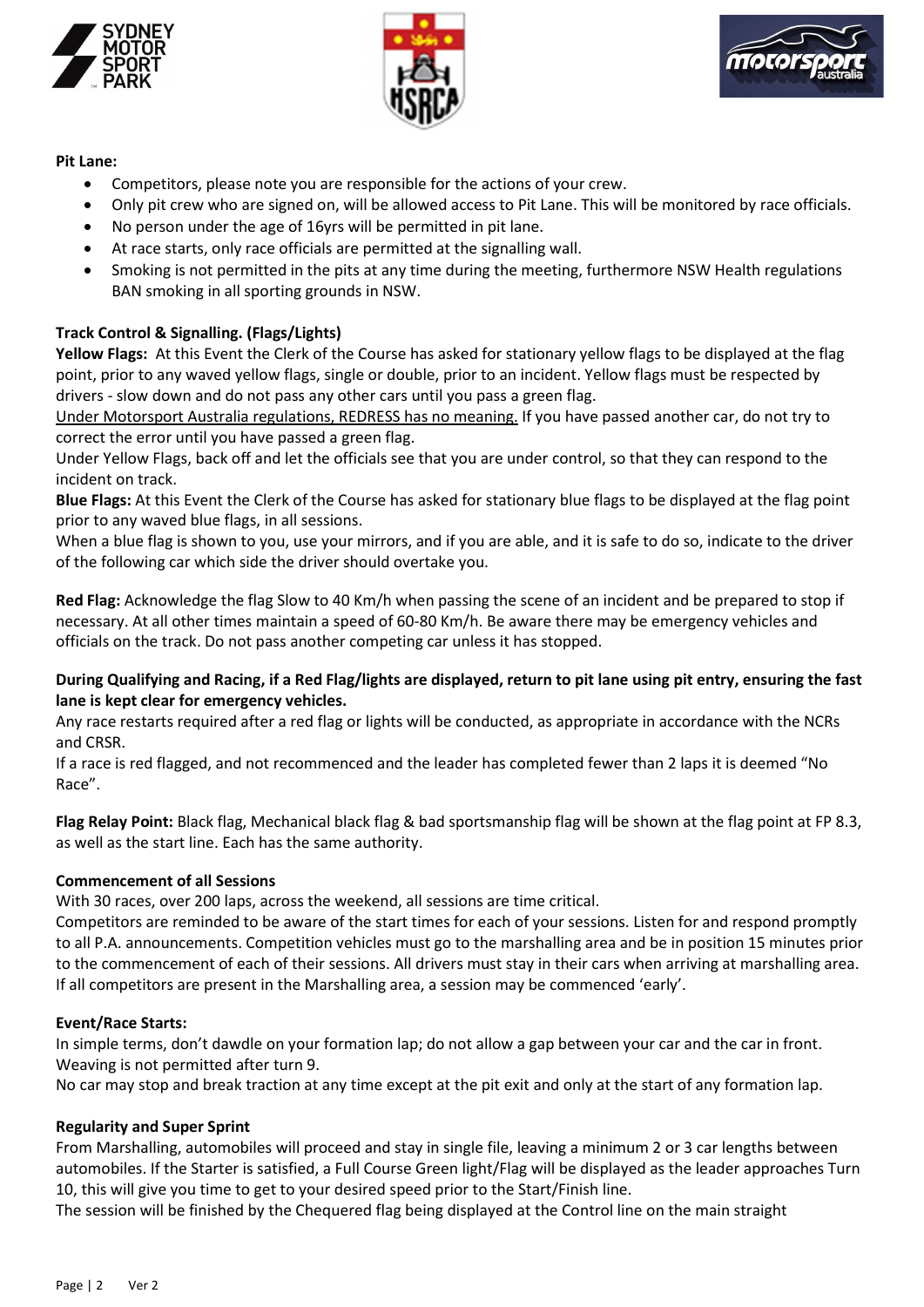**Pit Lane:**

- Competitors, please note you are responsible for the actions of your crew.
- Only pit crew who are signed on, will be allowed access to Pit Lane. This will be monitored by race officials.
- No person under the age of 16yrs will be permitted in pit lane.
- At race starts, only race officials are permitted at the signalling wall.
- Smoking is not permitted in the pits at any time during the meeting, furthermore NSW Health regulations BAN smoking in all sporting grounds in NSW.

**Track Control & Signalling. (Flags/Lights)**

**Yellow Flags:** At this Event the Clerk of the Course has asked for stationary yellow flags to be displayed at the flag point, prior to any waved yellow flags, single or double, prior to an incident. Yellow flags must be respected by drivers - slow down and do not pass any other cars until you pass a green flag.

<u>Under Motorsport Australia regulations, REDRESS has no meaning.</u> If you have passed another car, do not try to correct the error until you have passed a green flag.

Under Yellow Flags, back off and let the officials see that you are under control, so that they can respond to the incident on track.

**Blue Flags:** At this Event the Clerk of the Course has asked for stationary blue flags to be displayed at the flag point prior to any waved blue flags, in all sessions.

When a blue flag is shown to you, use your mirrors, and if you are able, and it is safe to do so, indicate to the driver of the following car which side the driver should overtake you.

**Red Flag:** Acknowledge the flag Slow to 40 Km/h when passing the scene of an incident and be prepared to stop if necessary. At all other times maintain a speed of 60-80 Km/h. Be aware there may be emergency vehicles and officials on the track. Do not pass another competing car unless it has stopped.

**During Qualifying and Racing, if a Red Flag/lights are displayed, return to pit lane using pit entry, ensuring the fast lane is kept clear for emergency vehicles.**

Any race restarts required after a red flag or lights will be conducted, as appropriate in accordance with the NCRs and CRSR.

If a race is red flagged, and not recommenced and the leader has completed fewer than 2 laps it is deemed "No Race".

**Flag Relay Point:** Black flag, Mechanical black flag & bad sportsmanship flag will be shown at the flag point at FP 8.3, as well as the start line. Each has the same authority.

**Commencement of all Sessions**

With 30 races, over 200 laps, across the weekend, all sessions are time critical.

Competitors are reminded to be aware of the start times for each of your sessions. Listen for and respond promptly to all P.A. announcements. Competition vehicles must go to the marshalling area and be in position 15 minutes prior to the commencement of each of their sessions. All drivers must stay in their cars when arriving at marshalling area. If all competitors are present in the Marshalling area, a session may be commenced 'early'.

**Event/Race Starts:**

In simple terms, don't dawdle on your formation lap; do not allow a gap between your car and the car in front. Weaving is not permitted after turn 9.

No car may stop and break traction at any time except at the pit exit and only at the start of any formation lap.

**Regularity and Super Sprint**

From Marshalling, automobiles will proceed and stay in single file, leaving a minimum 2 or 3 car lengths between automobiles. If the Starter is satisfied, a Full Course Green light/Flag will be displayed as the leader approaches Turn 10, this will give you time to get to your desired speed prior to the Start/Finish line.

The session will be finished by the Chequered flag being displayed at the Control line on the main straight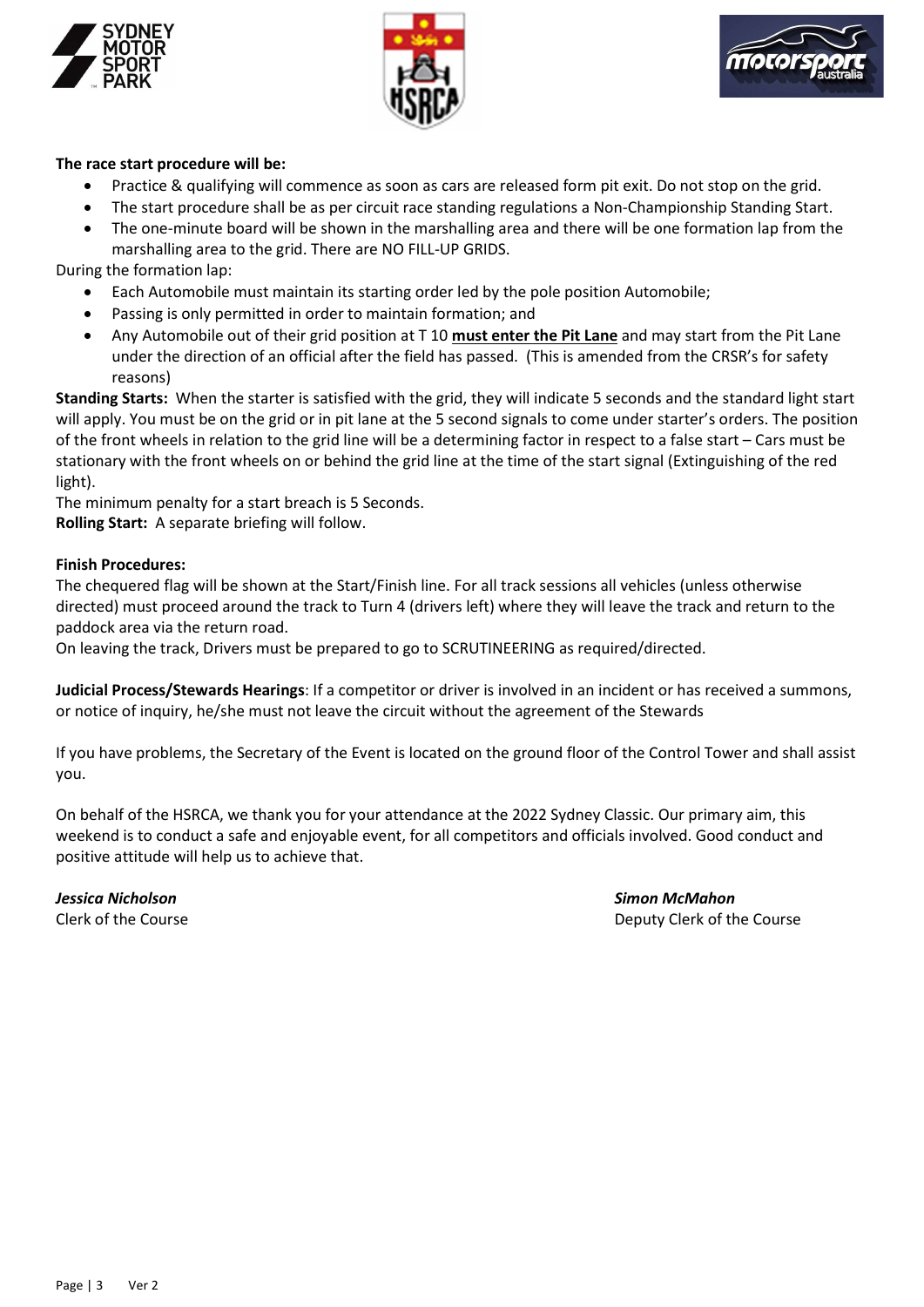**The race start procedure will be:**

- Practice & qualifying will commence as soon as cars are released form pit exit. Do not stop on the grid.
- The start procedure shall be as per circuit race standing regulations a Non-Championship Standing Start.
- The one-minute board will be shown in the marshalling area and there will be one formation lap from the marshalling area to the grid. There are NO FILL-UP GRIDS.

During the formation lap:

- Each Automobile must maintain its starting order led by the pole position Automobile;
- Passing is only permitted in order to maintain formation; and
- Any Automobile out of their grid position at T 10 **must enter the Pit Lane** and may start from the Pit Lane under the direction of an official after the field has passed. (This is amended from the CRSR's for safety reasons)

**Standing Starts:** When the starter is satisfied with the grid, they will indicate 5 seconds and the standard light start will apply. You must be on the grid or in pit lane at the 5 second signals to come under starter's orders. The position of the front wheels in relation to the grid line will be a determining factor in respect to a false start – Cars must be stationary with the front wheels on or behind the grid line at the time of the start signal (Extinguishing of the red light).

The minimum penalty for a start breach is 5 Seconds.

**Rolling Start:** A separate briefing will follow.

**Finish Procedures:**

The chequered flag will be shown at the Start/Finish line. For all track sessions all vehicles (unless otherwise directed) must proceed around the track to Turn 4 (drivers left) where they will leave the track and return to the paddock area via the return road.

On leaving the track, Drivers must be prepared to go to SCRUTINEERING as required/directed.

**Judicial Process/Stewards Hearings**: If a competitor or driver is involved in an incident or has received a summons, or notice of inquiry, he/she must not leave the circuit without the agreement of the Stewards

If you have problems, the Secretary of the Event is located on the ground floor of the Control Tower and shall assist you.

On behalf of the HSRCA, we thank you for your attendance at the 2022 Sydney Classic. Our primary aim, this weekend is to conduct a safe and enjoyable event, for all competitors and officials involved. Good conduct and positive attitude will help us to achieve that.

***Jessica Nicholson***
Clerk of the Course

***Simon McMahon***
Deputy Clerk of the Course